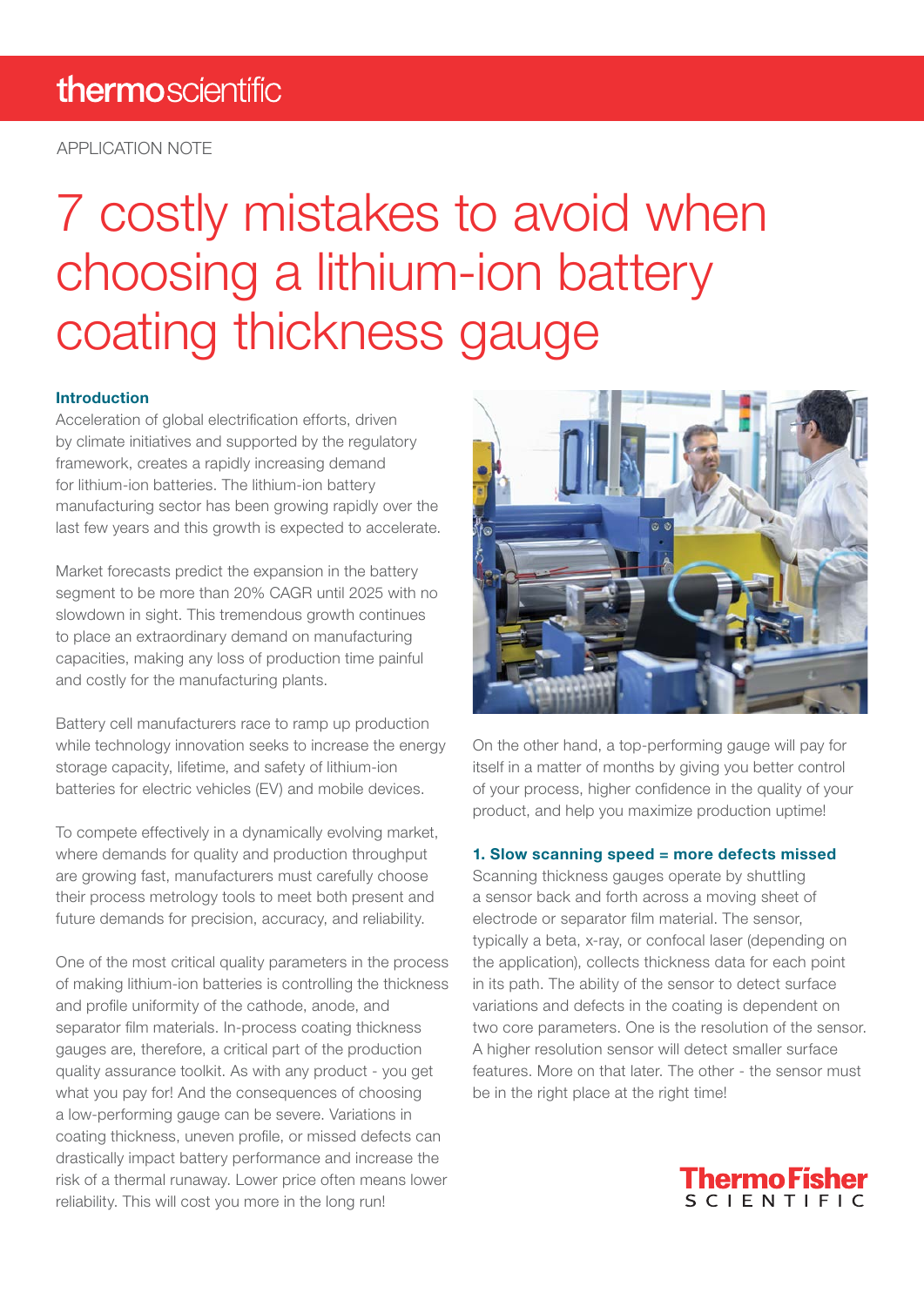APPLICATION NOTE

# 7 costly mistakes to avoid when choosing a lithium-ion battery coating thickness gauge

### Introduction

Acceleration of global electrification efforts, driven by climate initiatives and supported by the regulatory framework, creates a rapidly increasing demand for lithium-ion batteries. The lithium-ion battery manufacturing sector has been growing rapidly over the last few years and this growth is expected to accelerate.

Market forecasts predict the expansion in the battery segment to be more than 20% CAGR until 2025 with no slowdown in sight. This tremendous growth continues to place an extraordinary demand on manufacturing capacities, making any loss of production time painful and costly for the manufacturing plants.

Battery cell manufacturers race to ramp up production while technology innovation seeks to increase the energy storage capacity, lifetime, and safety of lithium-ion batteries for electric vehicles (EV) and mobile devices.

To compete effectively in a dynamically evolving market, where demands for quality and production throughput are growing fast, manufacturers must carefully choose their process metrology tools to meet both present and future demands for precision, accuracy, and reliability.

One of the most critical quality parameters in the process of making lithium-ion batteries is controlling the thickness and profile uniformity of the cathode, anode, and separator film materials. In-process coating thickness gauges are, therefore, a critical part of the production quality assurance toolkit. As with any product - you get what you pay for! And the consequences of choosing a low-performing gauge can be severe. Variations in coating thickness, uneven profile, or missed defects can drastically impact battery performance and increase the risk of a thermal runaway. Lower price often means lower reliability. This will cost you more in the long run!

On the other hand, a top-performing gauge will pay for itself in a matter of months by giving you better control of your process, higher confidence in the quality of your product, and help you maximize production uptime!

### 1. Slow scanning speed = more defects missed

Scanning thickness gauges operate by shuttling a sensor back and forth across a moving sheet of electrode or separator film material. The sensor, typically a beta, x-ray, or confocal laser (depending on the application), collects thickness data for each point in its path. The ability of the sensor to detect surface variations and defects in the coating is dependent on two core parameters. One is the resolution of the sensor. A higher resolution sensor will detect smaller surface features. More on that later. The other - the sensor must be in the right place at the right time!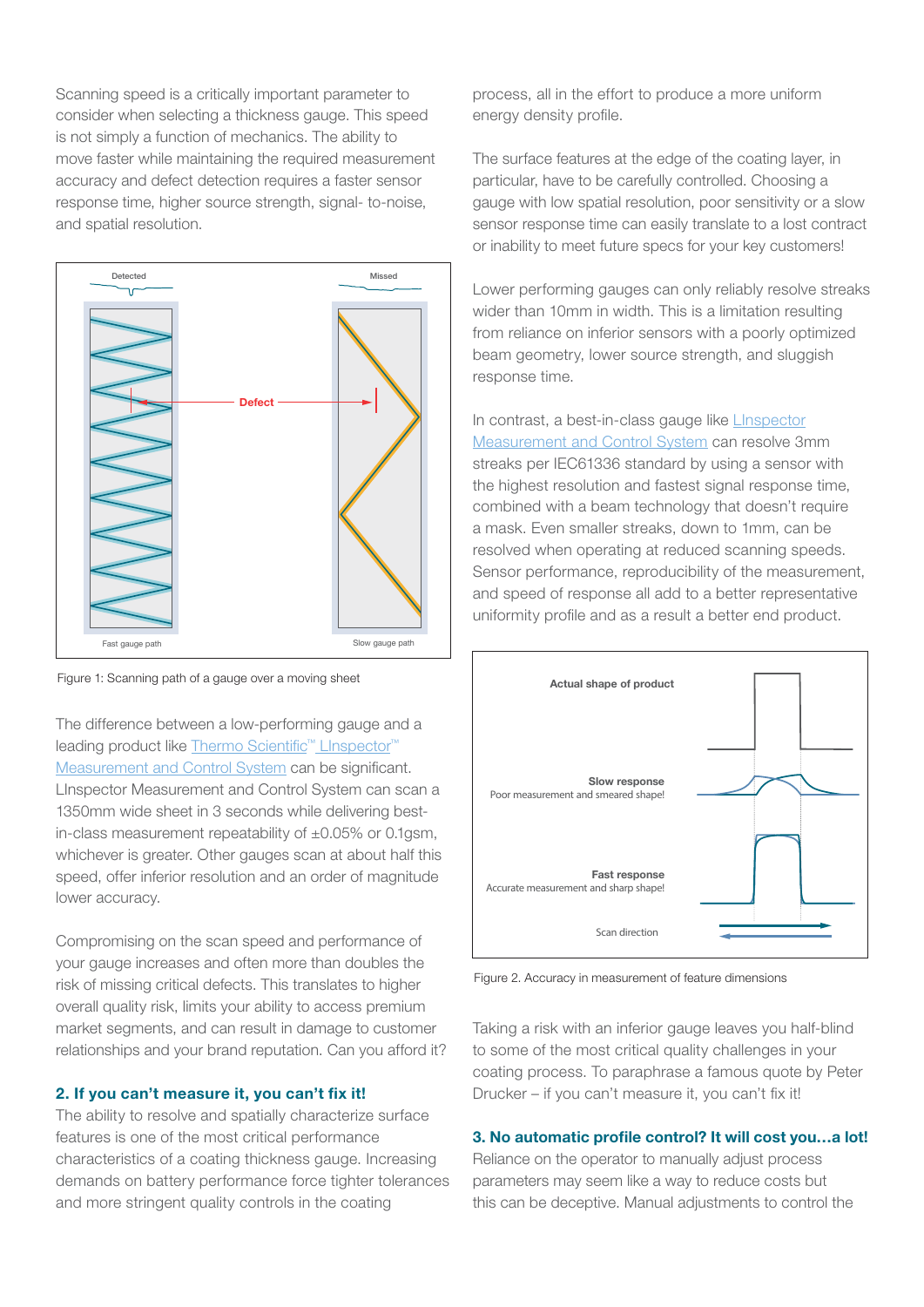Scanning speed is a critically important parameter to consider when selecting a thickness gauge. This speed is not simply a function of mechanics. The ability to move faster while maintaining the required measurement accuracy and defect detection requires a faster sensor response time, higher source strength, signal- to-noise, and spatial resolution.

Figure 1: Scanning path of a gauge over a moving sheet

The difference between a low-performing gauge and a leading product like Thermo Scientific™ LInspector™ Measurement and Control System can be significant. LInspector Measurement and Control System can scan a 1350mm wide sheet in 3 seconds while delivering best-in-class measurement repeatability of ±0.05% or 0.1gsm, whichever is greater. Other gauges scan at about half this speed, offer inferior resolution and an order of magnitude lower accuracy.

Compromising on the scan speed and performance of your gauge increases and often more than doubles the risk of missing critical defects. This translates to higher overall quality risk, limits your ability to access premium market segments, and can result in damage to customer relationships and your brand reputation. Can you afford it?

### 2. If you can't measure it, you can't fix it!

The ability to resolve and spatially characterize surface features is one of the most critical performance characteristics of a coating thickness gauge. Increasing demands on battery performance force tighter tolerances and more stringent quality controls in the coating process, all in the effort to produce a more uniform energy density profile.

The surface features at the edge of the coating layer, in particular, have to be carefully controlled. Choosing a gauge with low spatial resolution, poor sensitivity or a slow sensor response time can easily translate to a lost contract or inability to meet future specs for your key customers!

Lower performing gauges can only reliably resolve streaks wider than 10mm in width. This is a limitation resulting from reliance on inferior sensors with a poorly optimized beam geometry, lower source strength, and sluggish response time.

In contrast, a best-in-class gauge like LInspector Measurement and Control System can resolve 3mm streaks per IEC61336 standard by using a sensor with the highest resolution and fastest signal response time, combined with a beam technology that doesn't require a mask. Even smaller streaks, down to 1mm, can be resolved when operating at reduced scanning speeds. Sensor performance, reproducibility of the measurement, and speed of response all add to a better representative uniformity profile and as a result a better end product.

Figure 2. Accuracy in measurement of feature dimensions

Taking a risk with an inferior gauge leaves you half-blind to some of the most critical quality challenges in your coating process. To paraphrase a famous quote by Peter Drucker – if you can't measure it, you can't fix it!

### 3. No automatic profile control? It will cost you…a lot!

Reliance on the operator to manually adjust process parameters may seem like a way to reduce costs but this can be deceptive. Manual adjustments to control the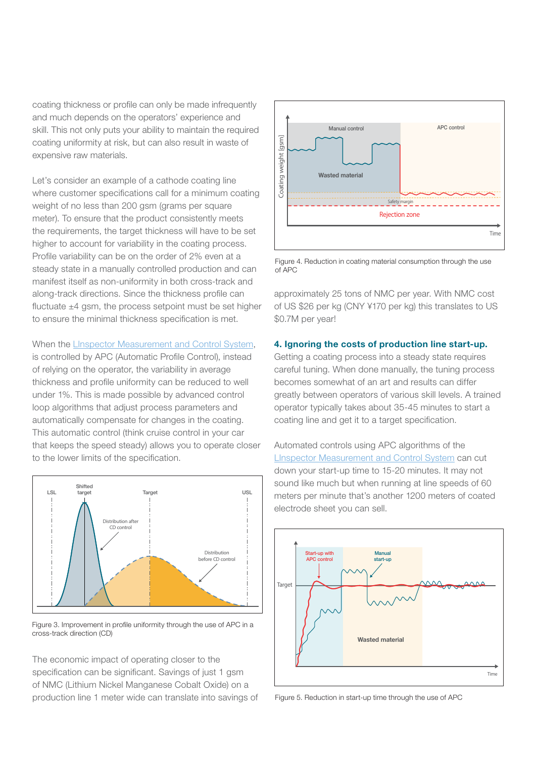coating thickness or profile can only be made infrequently and much depends on the operators' experience and skill. This not only puts your ability to maintain the required coating uniformity at risk, but can also result in waste of expensive raw materials.

Let's consider an example of a cathode coating line where customer specifications call for a minimum coating weight of no less than 200 gsm (grams per square meter). To ensure that the product consistently meets the requirements, the target thickness will have to be set higher to account for variability in the coating process. Profile variability can be on the order of 2% even at a steady state in a manually controlled production and can manifest itself as non-uniformity in both cross-track and along-track directions. Since the thickness profile can fluctuate ±4 gsm, the process setpoint must be set higher to ensure the minimal thickness specification is met.

When the LInspector Measurement and Control System, is controlled by APC (Automatic Profile Control), instead of relying on the operator, the variability in average thickness and profile uniformity can be reduced to well under 1%. This is made possible by advanced control loop algorithms that adjust process parameters and automatically compensate for changes in the coating. This automatic control (think cruise control in your car that keeps the speed steady) allows you to operate closer to the lower limits of the specification.

Figure 3. Improvement in profile uniformity through the use of APC in a cross-track direction (CD)

The economic impact of operating closer to the specification can be significant. Savings of just 1 gsm of NMC (Lithium Nickel Manganese Cobalt Oxide) on a production line 1 meter wide can translate into savings of approximately 25 tons of NMC per year. With NMC cost of US $26 per kg (CNY ¥170 per kg) this translates to US $0.7M per year!

Figure 4. Reduction in coating material consumption through the use of APC

### 4. Ignoring the costs of production line start-up.

Getting a coating process into a steady state requires careful tuning. When done manually, the tuning process becomes somewhat of an art and results can differ greatly between operators of various skill levels. A trained operator typically takes about 35-45 minutes to start a coating line and get it to a target specification.

Automated controls using APC algorithms of the LInspector Measurement and Control System can cut down your start-up time to 15-20 minutes. It may not sound like much but when running at line speeds of 60 meters per minute that's another 1200 meters of coated electrode sheet you can sell.

Figure 5. Reduction in start-up time through the use of APC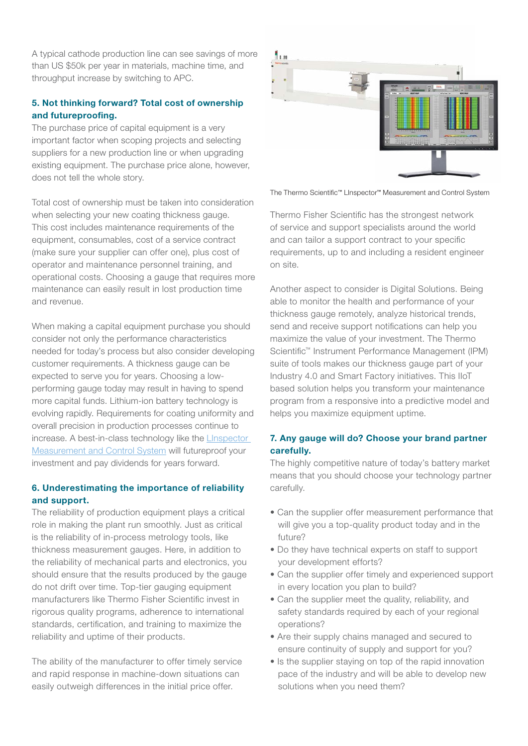A typical cathode production line can see savings of more than US $50k per year in materials, machine time, and throughput increase by switching to APC.

### 5. Not thinking forward? Total cost of ownership and futureproofing.

The purchase price of capital equipment is a very important factor when scoping projects and selecting suppliers for a new production line or when upgrading existing equipment. The purchase price alone, however, does not tell the whole story.

Total cost of ownership must be taken into consideration when selecting your new coating thickness gauge. This cost includes maintenance requirements of the equipment, consumables, cost of a service contract (make sure your supplier can offer one), plus cost of operator and maintenance personnel training, and operational costs. Choosing a gauge that requires more maintenance can easily result in lost production time and revenue.

When making a capital equipment purchase you should consider not only the performance characteristics needed for today's process but also consider developing customer requirements. A thickness gauge can be expected to serve you for years. Choosing a low-performing gauge today may result in having to spend more capital funds. Lithium-ion battery technology is evolving rapidly. Requirements for coating uniformity and overall precision in production processes continue to increase. A best-in-class technology like the LInspector Measurement and Control System will futureproof your investment and pay dividends for years forward.

### 6. Underestimating the importance of reliability and support.

The reliability of production equipment plays a critical role in making the plant run smoothly. Just as critical is the reliability of in-process metrology tools, like thickness measurement gauges. Here, in addition to the reliability of mechanical parts and electronics, you should ensure that the results produced by the gauge do not drift over time. Top-tier gauging equipment manufacturers like Thermo Fisher Scientific invest in rigorous quality programs, adherence to international standards, certification, and training to maximize the reliability and uptime of their products.

The ability of the manufacturer to offer timely service and rapid response in machine-down situations can easily outweigh differences in the initial price offer.

The Thermo Scientific™ LInspector™ Measurement and Control System

Thermo Fisher Scientific has the strongest network of service and support specialists around the world and can tailor a support contract to your specific requirements, up to and including a resident engineer on site.

Another aspect to consider is Digital Solutions. Being able to monitor the health and performance of your thickness gauge remotely, analyze historical trends, send and receive support notifications can help you maximize the value of your investment. The Thermo Scientific™ Instrument Performance Management (IPM) suite of tools makes our thickness gauge part of your Industry 4.0 and Smart Factory initiatives. This IIoT based solution helps you transform your maintenance program from a responsive into a predictive model and helps you maximize equipment uptime.

### 7. Any gauge will do? Choose your brand partner carefully.

The highly competitive nature of today's battery market means that you should choose your technology partner carefully.

- Can the supplier offer measurement performance that will give you a top-quality product today and in the future?
- Do they have technical experts on staff to support your development efforts?
- Can the supplier offer timely and experienced support in every location you plan to build?
- Can the supplier meet the quality, reliability, and safety standards required by each of your regional operations?
- Are their supply chains managed and secured to ensure continuity of supply and support for you?
- Is the supplier staying on top of the rapid innovation pace of the industry and will be able to develop new solutions when you need them?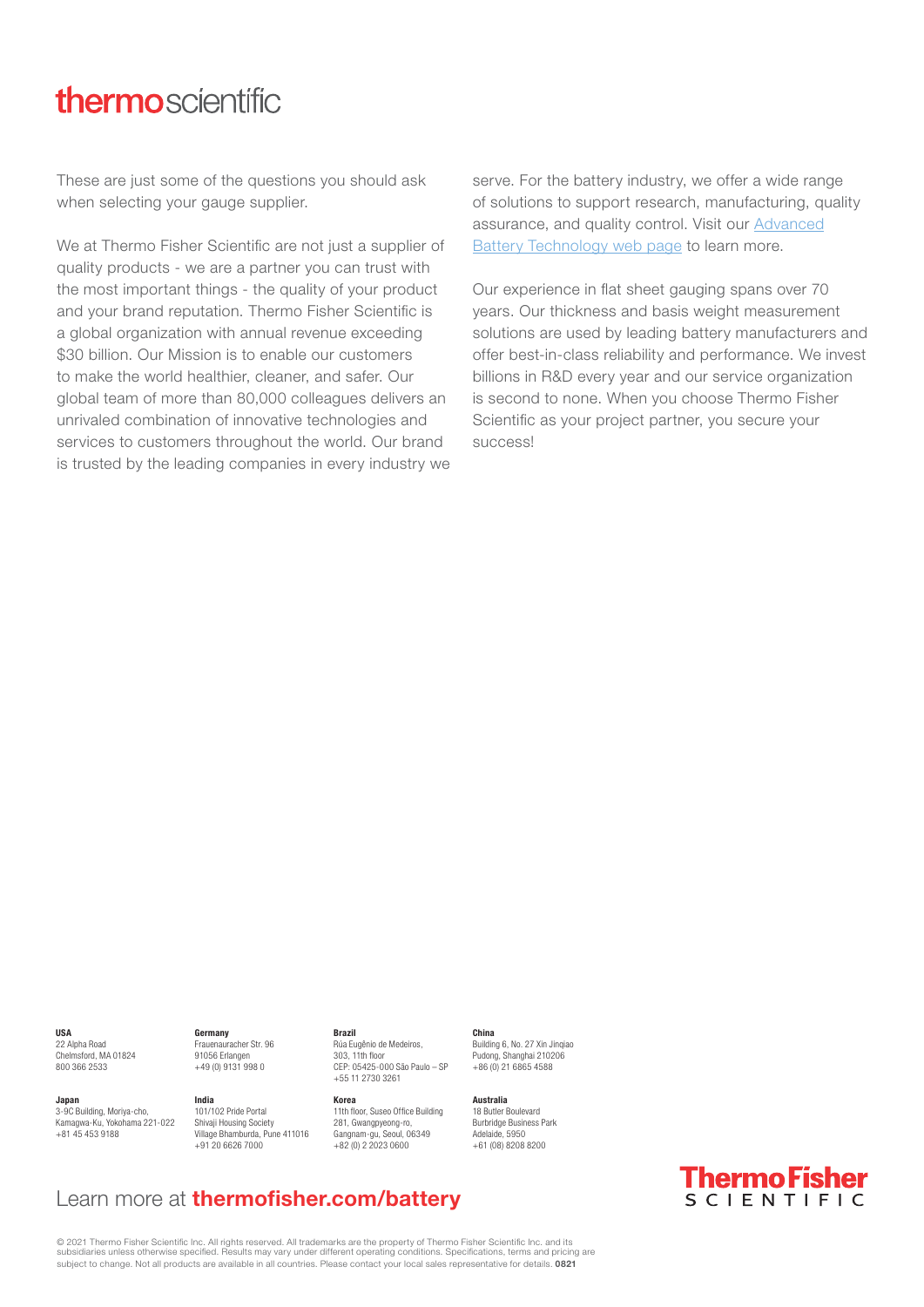These are just some of the questions you should ask when selecting your gauge supplier.

We at Thermo Fisher Scientific are not just a supplier of quality products - we are a partner you can trust with the most important things - the quality of your product and your brand reputation. Thermo Fisher Scientific is a global organization with annual revenue exceeding $30 billion. Our Mission is to enable our customers to make the world healthier, cleaner, and safer. Our global team of more than 80,000 colleagues delivers an unrivaled combination of innovative technologies and services to customers throughout the world. Our brand is trusted by the leading companies in every industry we serve. For the battery industry, we offer a wide range of solutions to support research, manufacturing, quality assurance, and quality control. Visit our Advanced Battery Technology web page to learn more.

Our experience in flat sheet gauging spans over 70 years. Our thickness and basis weight measurement solutions are used by leading battery manufacturers and offer best-in-class reliability and performance. We invest billions in R&D every year and our service organization is second to none. When you choose Thermo Fisher Scientific as your project partner, you secure your success!

**USA**
22 Alpha Road
Chelmsford, MA 01824
800 366 2533

**Germany**
Frauenauracher Str. 96
91056 Erlangen
+49 (0) 9131 998 0

**Brazil**
Rúa Eugênio de Medeiros,
303, 11th floor
CEP: 05425-000 São Paulo – SP
+55 11 2730 3261

**China**
Building 6, No. 27 Xin Jinqiao
Pudong, Shanghai 210206
+86 (0) 21 6865 4588

**Japan**
3-9C Building, Moriya-cho,
Kamagwa-Ku, Yokohama 221-022
+81 45 453 9188

**India**
101/102 Pride Portal
Shivaji Housing Society
Village Bhamburda, Pune 411016
+91 20 6626 7000

**Korea**
11th floor, Suseo Office Building
281, Gwangpyeong-ro,
Gangnam-gu, Seoul, 06349
+82 (0) 2 2023 0600

**Australia**
18 Butler Boulevard
Burbridge Business Park
Adelaide, 5950
+61 (08) 8208 8200

Learn more at **thermofisher.com/battery**

© 2021 Thermo Fisher Scientific Inc. All rights reserved. All trademarks are the property of Thermo Fisher Scientific Inc. and its subsidiaries unless otherwise specified. Results may vary under different operating conditions. Specifications, terms and pricing are subject to change. Not all products are available in all countries. Please contact your local sales representative for details. **0821**